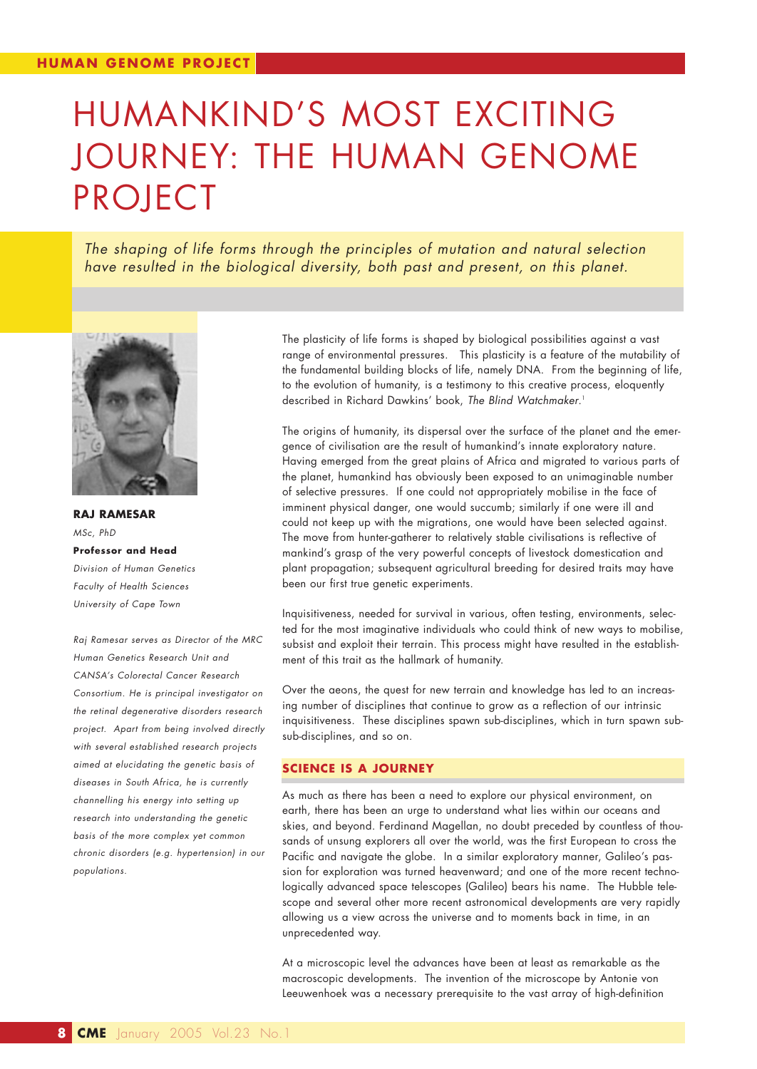# HUMANKIND'S MOST EXCITING JOURNEY: THE HUMAN GENOME PROJECT

*The shaping of life forms through the principles of mutation and natural selection have resulted in the biological diversity, both past and present, on this planet.*

**RAJ RAMESAR**

*MSc, PhD*

**Professor and Head**

*Division of Human Genetics*

*Faculty of Health Sciences*

*University of Cape Town*

*Raj Ramesar serves as Director of the MRC Human Genetics Research Unit and CANSA's Colorectal Cancer Research Consortium. He is principal investigator on the retinal degenerative disorders research project. Apart from being involved directly with several established research projects aimed at elucidating the genetic basis of diseases in South Africa, he is currently channelling his energy into setting up research into understanding the genetic basis of the more complex yet common chronic disorders (e.g. hypertension) in our populations.*

The plasticity of life forms is shaped by biological possibilities against a vast range of environmental pressures. This plasticity is a feature of the mutability of the fundamental building blocks of life, namely DNA. From the beginning of life, to the evolution of humanity, is a testimony to this creative process, eloquently described in Richard Dawkins' book, *The Blind Watchmaker.*[1]

The origins of humanity, its dispersal over the surface of the planet and the emergence of civilisation are the result of humankind's innate exploratory nature. Having emerged from the great plains of Africa and migrated to various parts of the planet, humankind has obviously been exposed to an unimaginable number of selective pressures. If one could not appropriately mobilise in the face of imminent physical danger, one would succumb; similarly if one were ill and could not keep up with the migrations, one would have been selected against. The move from hunter-gatherer to relatively stable civilisations is reflective of mankind's grasp of the very powerful concepts of livestock domestication and plant propagation; subsequent agricultural breeding for desired traits may have been our first true genetic experiments.

Inquisitiveness, needed for survival in various, often testing, environments, selected for the most imaginative individuals who could think of new ways to mobilise, subsist and exploit their terrain. This process might have resulted in the establishment of this trait as the hallmark of humanity.

Over the aeons, the quest for new terrain and knowledge has led to an increasing number of disciplines that continue to grow as a reflection of our intrinsic inquisitiveness. These disciplines spawn sub-disciplines, which in turn spawn sub-sub-disciplines, and so on.

## SCIENCE IS A JOURNEY

As much as there has been a need to explore our physical environment, on earth, there has been an urge to understand what lies within our oceans and skies, and beyond. Ferdinand Magellan, no doubt preceded by countless of thousands of unsung explorers all over the world, was the first European to cross the Pacific and navigate the globe. In a similar exploratory manner, Galileo's passion for exploration was turned heavenward; and one of the more recent technologically advanced space telescopes (Galileo) bears his name. The Hubble telescope and several other more recent astronomical developments are very rapidly allowing us a view across the universe and to moments back in time, in an unprecedented way.

At a microscopic level the advances have been at least as remarkable as the macroscopic developments. The invention of the microscope by Antonie von Leeuwenhoek was a necessary prerequisite to the vast array of high-definition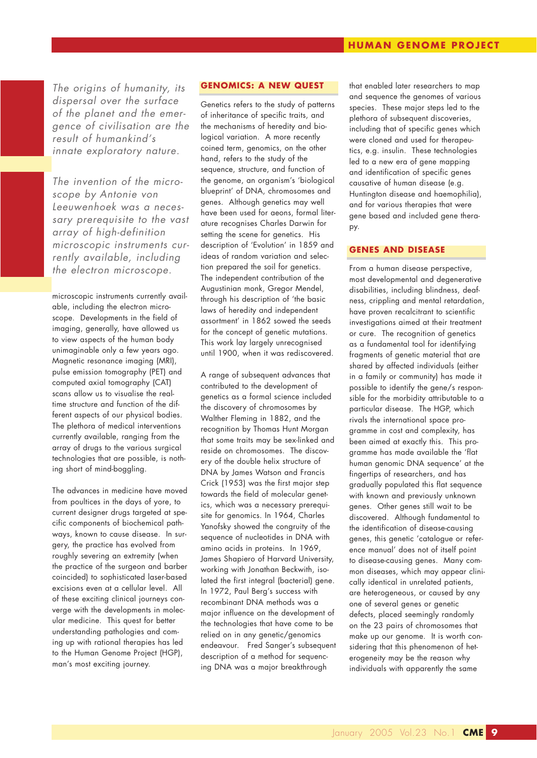*The origins of humanity, its dispersal over the surface of the planet and the emergence of civilisation are the result of humankind's innate exploratory nature.*

*The invention of the microscope by Antonie von Leeuwenhoek was a necessary prerequisite to the vast array of high-definition microscopic instruments currently available, including the electron microscope.*

microscopic instruments currently available, including the electron microscope. Developments in the field of imaging, generally, have allowed us to view aspects of the human body unimaginable only a few years ago. Magnetic resonance imaging (MRI), pulse emission tomography (PET) and computed axial tomography (CAT) scans allow us to visualise the real-time structure and function of the different aspects of our physical bodies. The plethora of medical interventions currently available, ranging from the array of drugs to the various surgical technologies that are possible, is nothing short of mind-boggling.

The advances in medicine have moved from poultices in the days of yore, to current designer drugs targeted at specific components of biochemical pathways, known to cause disease. In surgery, the practice has evolved from roughly severing an extremity (when the practice of the surgeon and barber coincided) to sophisticated laser-based excisions even at a cellular level. All of these exciting clinical journeys converge with the developments in molecular medicine. This quest for better understanding pathologies and coming up with rational therapies has led to the Human Genome Project (HGP), man's most exciting journey.

## GENOMICS: A NEW QUEST

Genetics refers to the study of patterns of inheritance of specific traits, and the mechanisms of heredity and biological variation. A more recently coined term, genomics, on the other hand, refers to the study of the sequence, structure, and function of the genome, an organism's 'biological blueprint' of DNA, chromosomes and genes. Although genetics may well have been used for aeons, formal literature recognises Charles Darwin for setting the scene for genetics. His description of 'Evolution' in 1859 and ideas of random variation and selection prepared the soil for genetics. The independent contribution of the Augustinian monk, Gregor Mendel, through his description of 'the basic laws of heredity and independent assortment' in 1862 sowed the seeds for the concept of genetic mutations. This work lay largely unrecognised until 1900, when it was rediscovered.

A range of subsequent advances that contributed to the development of genetics as a formal science included the discovery of chromosomes by Walther Fleming in 1882, and the recognition by Thomas Hunt Morgan that some traits may be sex-linked and reside on chromosomes. The discovery of the double helix structure of DNA by James Watson and Francis Crick (1953) was the first major step towards the field of molecular genetics, which was a necessary prerequisite for genomics. In 1964, Charles Yanofsky showed the congruity of the sequence of nucleotides in DNA with amino acids in proteins. In 1969, James Shapiero of Harvard University, working with Jonathan Beckwith, isolated the first integral (bacterial) gene. In 1972, Paul Berg's success with recombinant DNA methods was a major influence on the development of the technologies that have come to be relied on in any genetic/genomics endeavour. Fred Sanger's subsequent description of a method for sequencing DNA was a major breakthrough that enabled later researchers to map and sequence the genomes of various species. These major steps led to the plethora of subsequent discoveries, including that of specific genes which were cloned and used for therapeutics, e.g. insulin. These technologies led to a new era of gene mapping and identification of specific genes causative of human disease (e.g. Huntington disease and haemophilia), and for various therapies that were gene based and included gene therapy.

## GENES AND DISEASE

From a human disease perspective, most developmental and degenerative disabilities, including blindness, deafness, crippling and mental retardation, have proven recalcitrant to scientific investigations aimed at their treatment or cure. The recognition of genetics as a fundamental tool for identifying fragments of genetic material that are shared by affected individuals (either in a family or community) has made it possible to identify the gene/s responsible for the morbidity attributable to a particular disease. The HGP, which rivals the international space programme in cost and complexity, has been aimed at exactly this. This programme has made available the 'flat human genomic DNA sequence' at the fingertips of researchers, and has gradually populated this flat sequence with known and previously unknown genes. Other genes still wait to be discovered. Although fundamental to the identification of disease-causing genes, this genetic 'catalogue or reference manual' does not of itself point to disease-causing genes. Many common diseases, which may appear clinically identical in unrelated patients, are heterogeneous, or caused by any one of several genes or genetic defects, placed seemingly randomly on the 23 pairs of chromosomes that make up our genome. It is worth considering that this phenomenon of heterogeneity may be the reason why individuals with apparently the same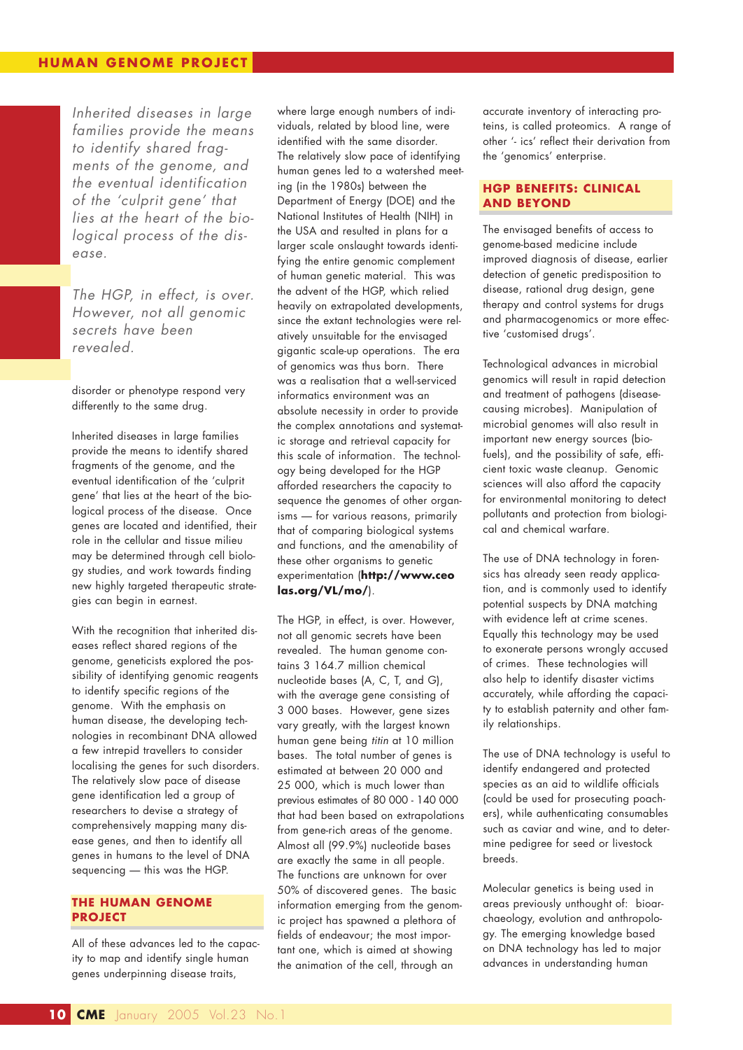*Inherited diseases in large families provide the means to identify shared fragments of the genome, and the eventual identification of the 'culprit gene' that lies at the heart of the biological process of the disease.*

*The HGP, in effect, is over. However, not all genomic secrets have been revealed.*

disorder or phenotype respond very differently to the same drug.

Inherited diseases in large families provide the means to identify shared fragments of the genome, and the eventual identification of the 'culprit gene' that lies at the heart of the biological process of the disease. Once genes are located and identified, their role in the cellular and tissue milieu may be determined through cell biology studies, and work towards finding new highly targeted therapeutic strategies can begin in earnest.

With the recognition that inherited diseases reflect shared regions of the genome, geneticists explored the possibility of identifying genomic reagents to identify specific regions of the genome. With the emphasis on human disease, the developing technologies in recombinant DNA allowed a few intrepid travellers to consider localising the genes for such disorders. The relatively slow pace of disease gene identification led a group of researchers to devise a strategy of comprehensively mapping many disease genes, and then to identify all genes in humans to the level of DNA sequencing — this was the HGP.

## THE HUMAN GENOME PROJECT

All of these advances led to the capacity to map and identify single human genes underpinning disease traits, where large enough numbers of individuals, related by blood line, were identified with the same disorder. The relatively slow pace of identifying human genes led to a watershed meeting (in the 1980s) between the Department of Energy (DOE) and the National Institutes of Health (NIH) in the USA and resulted in plans for a larger scale onslaught towards identifying the entire genomic complement of human genetic material. This was the advent of the HGP, which relied heavily on extrapolated developments, since the extant technologies were relatively unsuitable for the envisaged gigantic scale-up operations. The era of genomics was thus born. There was a realisation that a well-serviced informatics environment was an absolute necessity in order to provide the complex annotations and systematic storage and retrieval capacity for this scale of information. The technology being developed for the HGP afforded researchers the capacity to sequence the genomes of other organisms — for various reasons, primarily that of comparing biological systems and functions, and the amenability of these other organisms to genetic experimentation (**http://www.ceolas.org/VL/mo/**).

The HGP, in effect, is over. However, not all genomic secrets have been revealed. The human genome contains 3 164.7 million chemical nucleotide bases (A, C, T, and G), with the average gene consisting of 3 000 bases. However, gene sizes vary greatly, with the largest known human gene being *titin* at 10 million bases. The total number of genes is estimated at between 20 000 and 25 000, which is much lower than previous estimates of 80 000 - 140 000 that had been based on extrapolations from gene-rich areas of the genome. Almost all (99.9%) nucleotide bases are exactly the same in all people. The functions are unknown for over 50% of discovered genes. The basic information emerging from the genomic project has spawned a plethora of fields of endeavour; the most important one, which is aimed at showing the animation of the cell, through an accurate inventory of interacting proteins, is called proteomics. A range of other '- ics' reflect their derivation from the 'genomics' enterprise.

## HGP BENEFITS: CLINICAL AND BEYOND

The envisaged benefits of access to genome-based medicine include improved diagnosis of disease, earlier detection of genetic predisposition to disease, rational drug design, gene therapy and control systems for drugs and pharmacogenomics or more effective 'customised drugs'.

Technological advances in microbial genomics will result in rapid detection and treatment of pathogens (disease-causing microbes). Manipulation of microbial genomes will also result in important new energy sources (biofuels), and the possibility of safe, efficient toxic waste cleanup. Genomic sciences will also afford the capacity for environmental monitoring to detect pollutants and protection from biological and chemical warfare.

The use of DNA technology in forensics has already seen ready application, and is commonly used to identify potential suspects by DNA matching with evidence left at crime scenes. Equally this technology may be used to exonerate persons wrongly accused of crimes. These technologies will also help to identify disaster victims accurately, while affording the capacity to establish paternity and other family relationships.

The use of DNA technology is useful to identify endangered and protected species as an aid to wildlife officials (could be used for prosecuting poachers), while authenticating consumables such as caviar and wine, and to determine pedigree for seed or livestock breeds.

Molecular genetics is being used in areas previously unthought of: bioarchaeology, evolution and anthropology. The emerging knowledge based on DNA technology has led to major advances in understanding human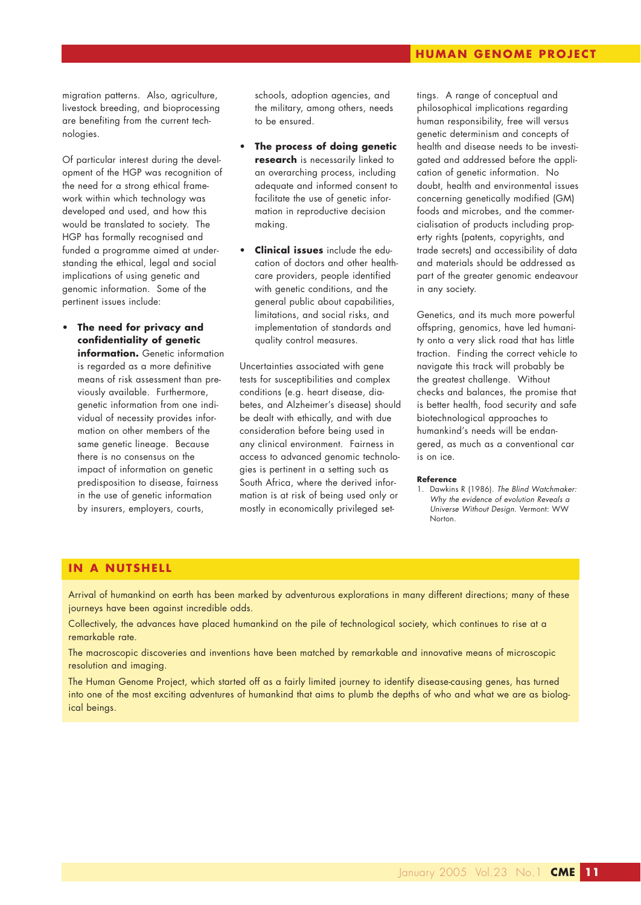migration patterns. Also, agriculture, livestock breeding, and bioprocessing are benefiting from the current technologies.

Of particular interest during the development of the HGP was recognition of the need for a strong ethical framework within which technology was developed and used, and how this would be translated to society. The HGP has formally recognised and funded a programme aimed at understanding the ethical, legal and social implications of using genetic and genomic information. Some of the pertinent issues include:

- **The need for privacy and confidentiality of genetic information.** Genetic information is regarded as a more definitive means of risk assessment than previously available. Furthermore, genetic information from one individual of necessity provides information on other members of the same genetic lineage. Because there is no consensus on the impact of information on genetic predisposition to disease, fairness in the use of genetic information by insurers, employers, courts, schools, adoption agencies, and the military, among others, needs to be ensured.
- **The process of doing genetic research** is necessarily linked to an overarching process, including adequate and informed consent to facilitate the use of genetic information in reproductive decision making.
- **Clinical issues** include the education of doctors and other healthcare providers, people identified with genetic conditions, and the general public about capabilities, limitations, and social risks, and implementation of standards and quality control measures.

Uncertainties associated with gene tests for susceptibilities and complex conditions (e.g. heart disease, diabetes, and Alzheimer's disease) should be dealt with ethically, and with due consideration before being used in any clinical environment. Fairness in access to advanced genomic technologies is pertinent in a setting such as South Africa, where the derived information is at risk of being used only or mostly in economically privileged settings. A range of conceptual and philosophical implications regarding human responsibility, free will versus genetic determinism and concepts of health and disease needs to be investigated and addressed before the application of genetic information. No doubt, health and environmental issues concerning genetically modified (GM) foods and microbes, and the commercialisation of products including property rights (patents, copyrights, and trade secrets) and accessibility of data and materials should be addressed as part of the greater genomic endeavour in any society.

Genetics, and its much more powerful offspring, genomics, have led humanity onto a very slick road that has little traction. Finding the correct vehicle to navigate this track will probably be the greatest challenge. Without checks and balances, the promise that is better health, food security and safe biotechnological approaches to humankind's needs will be endangered, as much as a conventional car is on ice.

**Reference**

1. Dawkins R (1986). *The Blind Watchmaker: Why the evidence of evolution Reveals a Universe Without Design.* Vermont: WW Norton.

## IN A NUTSHELL

Arrival of humankind on earth has been marked by adventurous explorations in many different directions; many of these journeys have been against incredible odds.

Collectively, the advances have placed humankind on the pile of technological society, which continues to rise at a remarkable rate.

The macroscopic discoveries and inventions have been matched by remarkable and innovative means of microscopic resolution and imaging.

The Human Genome Project, which started off as a fairly limited journey to identify disease-causing genes, has turned into one of the most exciting adventures of humankind that aims to plumb the depths of who and what we are as biological beings.